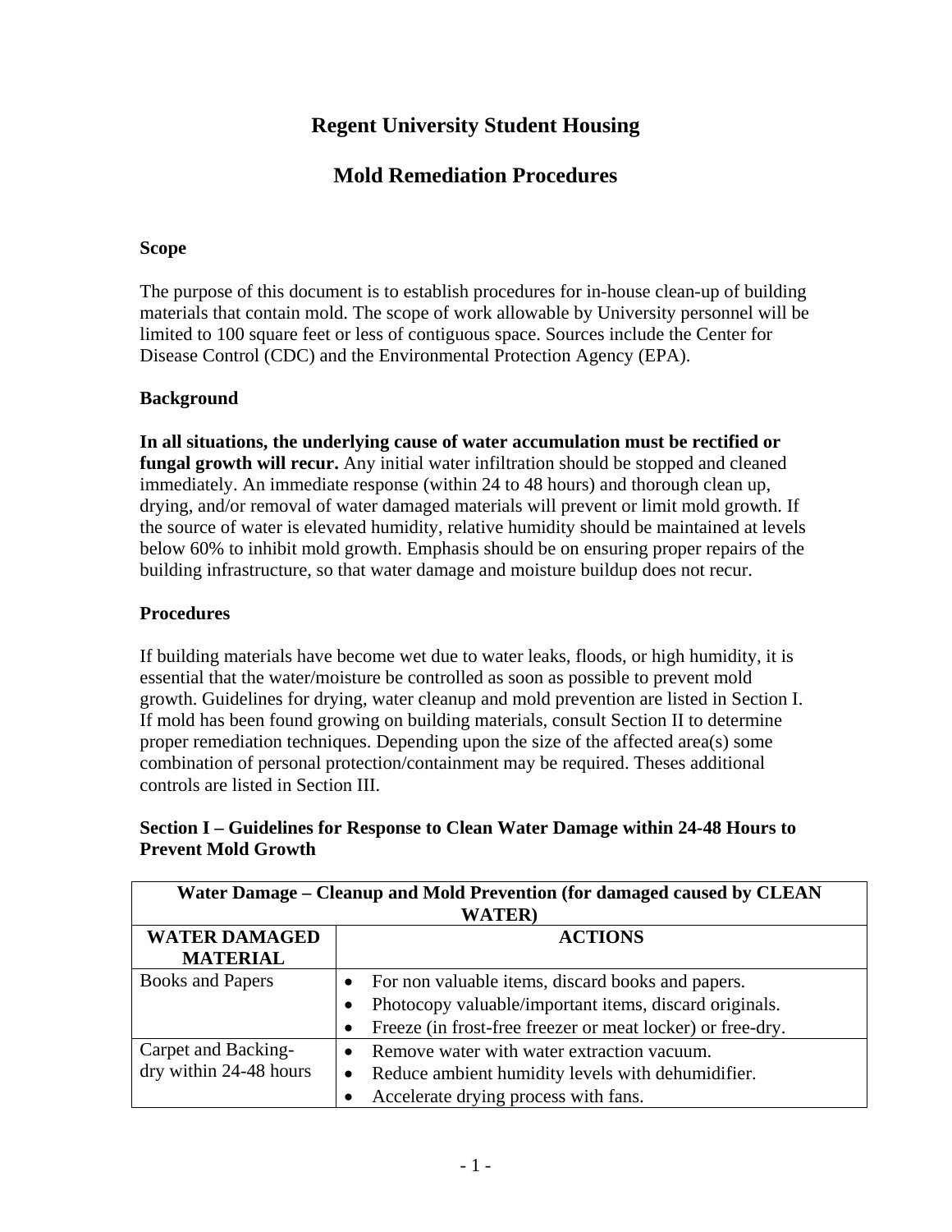# Regent University Student Housing

## Mold Remediation Procedures

**Scope**

The purpose of this document is to establish procedures for in-house clean-up of building materials that contain mold. The scope of work allowable by University personnel will be limited to 100 square feet or less of contiguous space. Sources include the Center for Disease Control (CDC) and the Environmental Protection Agency (EPA).

**Background**

**In all situations, the underlying cause of water accumulation must be rectified or fungal growth will recur.** Any initial water infiltration should be stopped and cleaned immediately. An immediate response (within 24 to 48 hours) and thorough clean up, drying, and/or removal of water damaged materials will prevent or limit mold growth. If the source of water is elevated humidity, relative humidity should be maintained at levels below 60% to inhibit mold growth. Emphasis should be on ensuring proper repairs of the building infrastructure, so that water damage and moisture buildup does not recur.

**Procedures**

If building materials have become wet due to water leaks, floods, or high humidity, it is essential that the water/moisture be controlled as soon as possible to prevent mold growth. Guidelines for drying, water cleanup and mold prevention are listed in Section I. If mold has been found growing on building materials, consult Section II to determine proper remediation techniques. Depending upon the size of the affected area(s) some combination of personal protection/containment may be required. Theses additional controls are listed in Section III.

**Section I – Guidelines for Response to Clean Water Damage within 24-48 Hours to Prevent Mold Growth**

| Water Damage – Cleanup and Mold Prevention (for damaged caused by CLEAN WATER) | |
|---|---|
| **WATER DAMAGED MATERIAL** | **ACTIONS** |
| Books and Papers | • For non valuable items, discard books and papers.<br>• Photocopy valuable/important items, discard originals.<br>• Freeze (in frost-free freezer or meat locker) or free-dry. |
| Carpet and Backing- dry within 24-48 hours | • Remove water with water extraction vacuum.<br>• Reduce ambient humidity levels with dehumidifier.<br>• Accelerate drying process with fans. |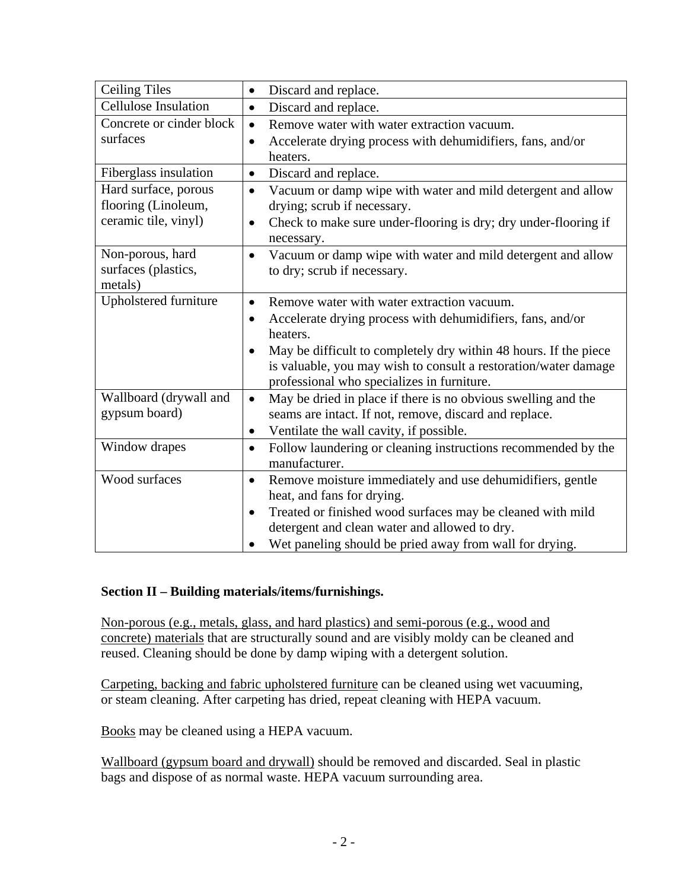| | |
|---|---|
| Ceiling Tiles | • Discard and replace. |
| Cellulose Insulation | • Discard and replace. |
| Concrete or cinder block surfaces | • Remove water with water extraction vacuum.<br>• Accelerate drying process with dehumidifiers, fans, and/or heaters. |
| Fiberglass insulation | • Discard and replace. |
| Hard surface, porous flooring (Linoleum, ceramic tile, vinyl) | • Vacuum or damp wipe with water and mild detergent and allow drying; scrub if necessary.<br>• Check to make sure under-flooring is dry; dry under-flooring if necessary. |
| Non-porous, hard surfaces (plastics, metals) | • Vacuum or damp wipe with water and mild detergent and allow to dry; scrub if necessary. |
| Upholstered furniture | • Remove water with water extraction vacuum.<br>• Accelerate drying process with dehumidifiers, fans, and/or heaters.<br>• May be difficult to completely dry within 48 hours. If the piece is valuable, you may wish to consult a restoration/water damage professional who specializes in furniture. |
| Wallboard (drywall and gypsum board) | • May be dried in place if there is no obvious swelling and the seams are intact. If not, remove, discard and replace.<br>• Ventilate the wall cavity, if possible. |
| Window drapes | • Follow laundering or cleaning instructions recommended by the manufacturer. |
| Wood surfaces | • Remove moisture immediately and use dehumidifiers, gentle heat, and fans for drying.<br>• Treated or finished wood surfaces may be cleaned with mild detergent and clean water and allowed to dry.<br>• Wet paneling should be pried away from wall for drying. |

**Section II – Building materials/items/furnishings.**

<u>Non-porous (e.g., metals, glass, and hard plastics) and semi-porous (e.g., wood and concrete) materials</u> that are structurally sound and are visibly moldy can be cleaned and reused. Cleaning should be done by damp wiping with a detergent solution.

<u>Carpeting, backing and fabric upholstered furniture</u> can be cleaned using wet vacuuming, or steam cleaning. After carpeting has dried, repeat cleaning with HEPA vacuum.

<u>Books</u> may be cleaned using a HEPA vacuum.

<u>Wallboard (gypsum board and drywall)</u> should be removed and discarded. Seal in plastic bags and dispose of as normal waste. HEPA vacuum surrounding area.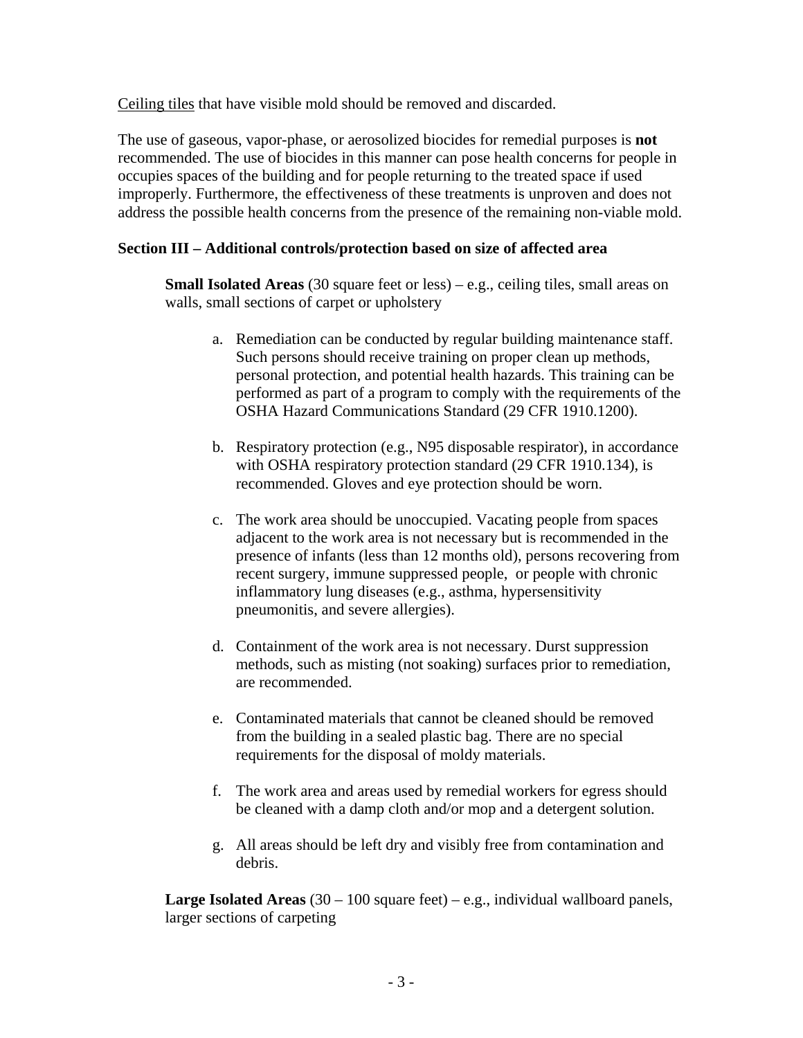<u>Ceiling tiles</u> that have visible mold should be removed and discarded.

The use of gaseous, vapor-phase, or aerosolized biocides for remedial purposes is **not** recommended. The use of biocides in this manner can pose health concerns for people in occupies spaces of the building and for people returning to the treated space if used improperly. Furthermore, the effectiveness of these treatments is unproven and does not address the possible health concerns from the presence of the remaining non-viable mold.

**Section III – Additional controls/protection based on size of affected area**

**Small Isolated Areas** (30 square feet or less) – e.g., ceiling tiles, small areas on walls, small sections of carpet or upholstery

a. Remediation can be conducted by regular building maintenance staff. Such persons should receive training on proper clean up methods, personal protection, and potential health hazards. This training can be performed as part of a program to comply with the requirements of the OSHA Hazard Communications Standard (29 CFR 1910.1200).

b. Respiratory protection (e.g., N95 disposable respirator), in accordance with OSHA respiratory protection standard (29 CFR 1910.134), is recommended. Gloves and eye protection should be worn.

c. The work area should be unoccupied. Vacating people from spaces adjacent to the work area is not necessary but is recommended in the presence of infants (less than 12 months old), persons recovering from recent surgery, immune suppressed people, or people with chronic inflammatory lung diseases (e.g., asthma, hypersensitivity pneumonitis, and severe allergies).

d. Containment of the work area is not necessary. Durst suppression methods, such as misting (not soaking) surfaces prior to remediation, are recommended.

e. Contaminated materials that cannot be cleaned should be removed from the building in a sealed plastic bag. There are no special requirements for the disposal of moldy materials.

f. The work area and areas used by remedial workers for egress should be cleaned with a damp cloth and/or mop and a detergent solution.

g. All areas should be left dry and visibly free from contamination and debris.

**Large Isolated Areas** (30 – 100 square feet) – e.g., individual wallboard panels, larger sections of carpeting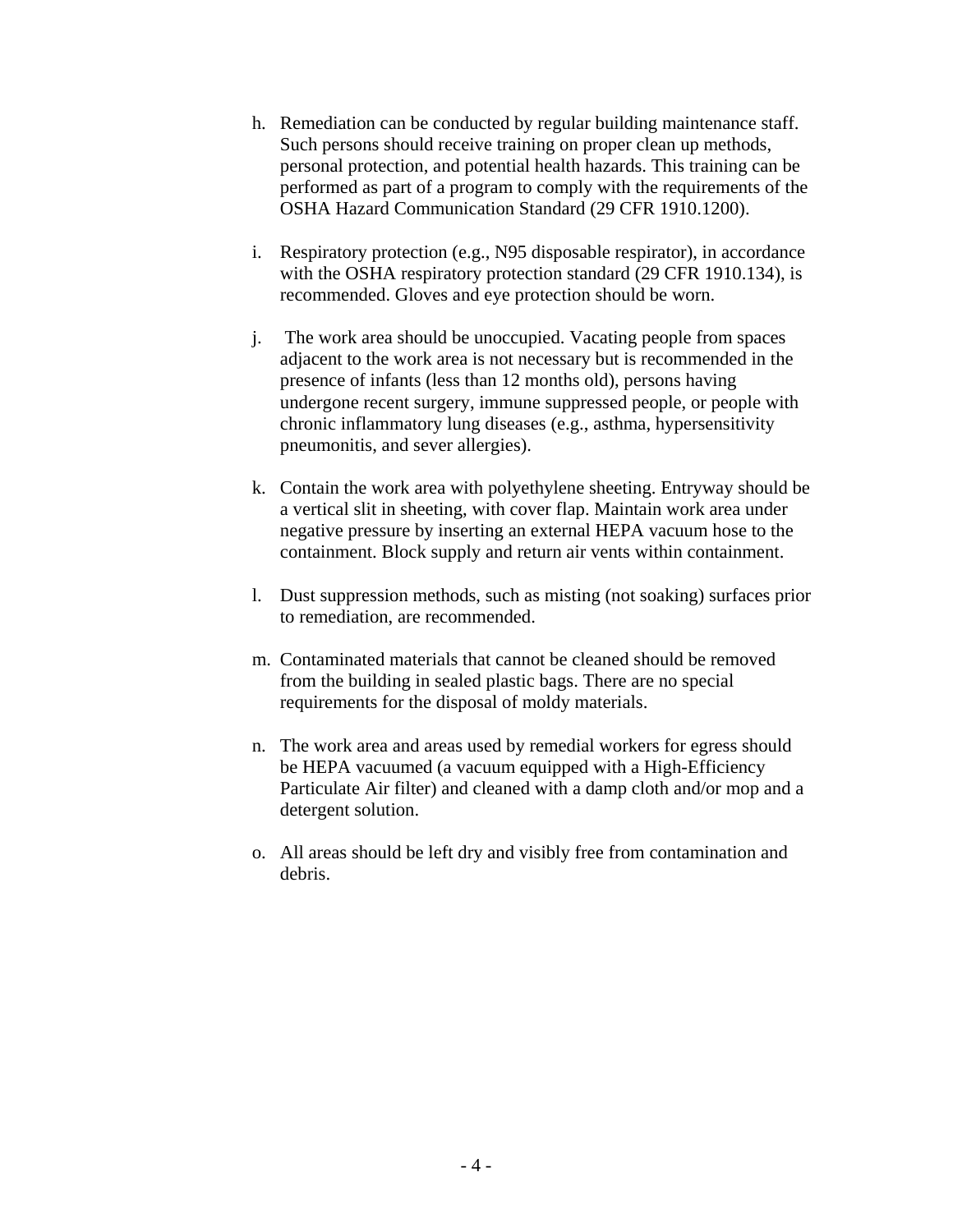h. Remediation can be conducted by regular building maintenance staff. Such persons should receive training on proper clean up methods, personal protection, and potential health hazards. This training can be performed as part of a program to comply with the requirements of the OSHA Hazard Communication Standard (29 CFR 1910.1200).

i. Respiratory protection (e.g., N95 disposable respirator), in accordance with the OSHA respiratory protection standard (29 CFR 1910.134), is recommended. Gloves and eye protection should be worn.

j. The work area should be unoccupied. Vacating people from spaces adjacent to the work area is not necessary but is recommended in the presence of infants (less than 12 months old), persons having undergone recent surgery, immune suppressed people, or people with chronic inflammatory lung diseases (e.g., asthma, hypersensitivity pneumonitis, and sever allergies).

k. Contain the work area with polyethylene sheeting. Entryway should be a vertical slit in sheeting, with cover flap. Maintain work area under negative pressure by inserting an external HEPA vacuum hose to the containment. Block supply and return air vents within containment.

l. Dust suppression methods, such as misting (not soaking) surfaces prior to remediation, are recommended.

m. Contaminated materials that cannot be cleaned should be removed from the building in sealed plastic bags. There are no special requirements for the disposal of moldy materials.

n. The work area and areas used by remedial workers for egress should be HEPA vacuumed (a vacuum equipped with a High-Efficiency Particulate Air filter) and cleaned with a damp cloth and/or mop and a detergent solution.

o. All areas should be left dry and visibly free from contamination and debris.